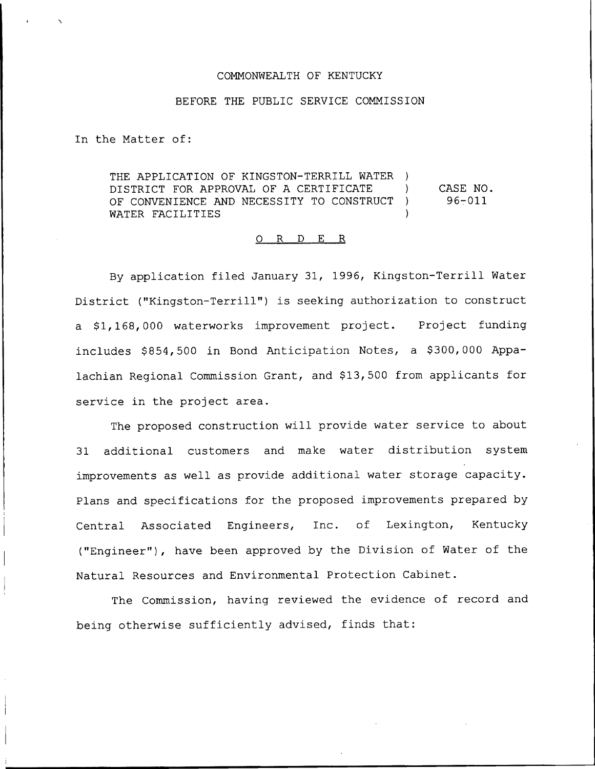COMMONWEALTH OF KENTUCKY

BEFORE THE PUBLIC SERVICE COMMISSION

In the Matter of:

THE APPLICATION OF KINGSTON-TERRILL WATER DISTRICT FOR APPROVAL OF A CERTIFICATE OF CONVENIENCE AND NECESSITY TO CONSTRUCT WATER FACILITIES ) CASE NO. 96-011

O R D E R

By application filed January 31, 1996, Kingston-Terrill Water District ("Kingston-Terrill") is seeking authorization to construct a $1,168,000 waterworks improvement project. Project funding includes $854,500 in Bond Anticipation Notes, a $300,000 Appalachian Regional Commission Grant, and $13,500 from applicants for service in the project area.

The proposed construction will provide water service to about 31 additional customers and make water distribution system improvements as well as provide additional water storage capacity. Plans and specifications for the proposed improvements prepared by Central Associated Engineers, Inc. of Lexington, Kentucky ("Engineer"), have been approved by the Division of Water of the Natural Resources and Environmental Protection Cabinet.

The Commission, having reviewed the evidence of record and being otherwise sufficiently advised, finds that: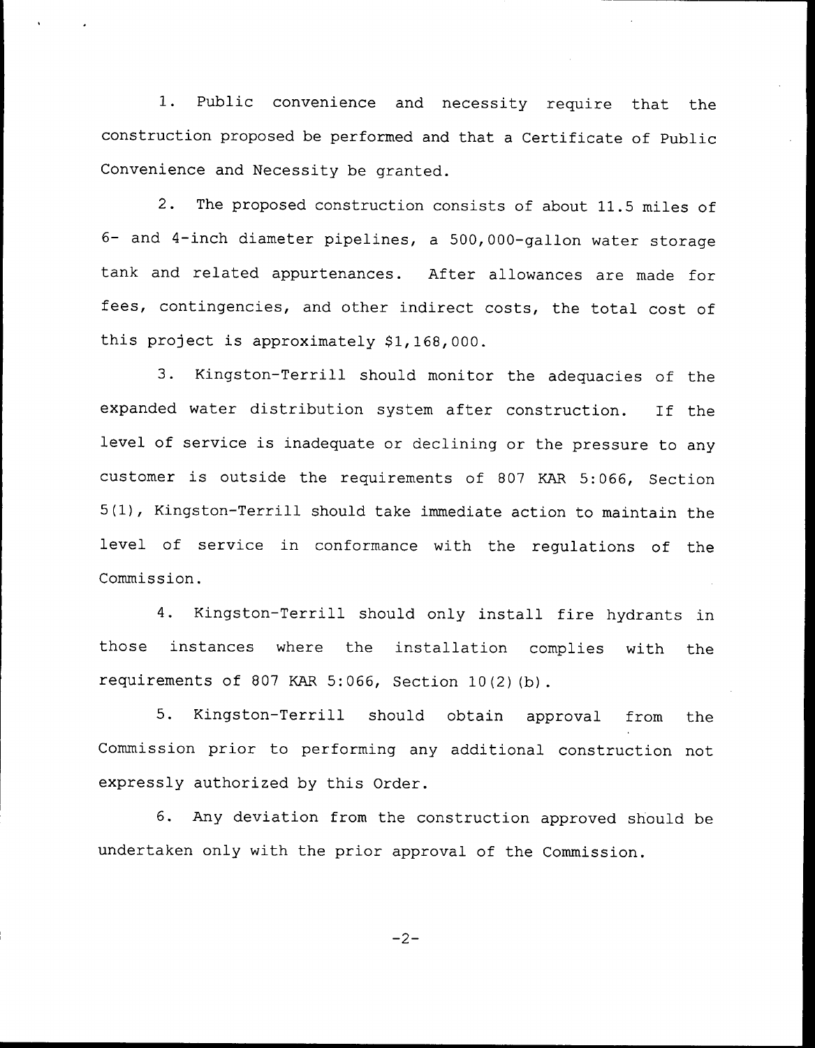1. Public convenience and necessity require that the construction proposed be performed and that a Certificate of Public Convenience and Necessity be granted.

2. The proposed construction consists of about 11.5 miles of 6- and 4-inch diameter pipelines, a 500,000-gallon water storage tank and related appurtenances. After allowances are made for fees, contingencies, and other indirect costs, the total cost of this project is approximately $1,168,000.

3. Kingston-Terrill should monitor the adequacies of the expanded water distribution system after construction. If the level of service is inadequate or declining or the pressure to any customer is outside the requirements of 807 KAR 5:066, Section 5(1), Kingston-Terrill should take immediate action to maintain the level of service in conformance with the regulations of the Commission.

4. Kingston-Terrill should only install fire hydrants in those instances where the installation complies with the requirements of 807 KAR 5:066, Section 10(2)(b).

5. Kingston-Terrill should obtain approval from the Commission prior to performing any additional construction not expressly authorized by this Order.

6. Any deviation from the construction approved should be undertaken only with the prior approval of the Commission.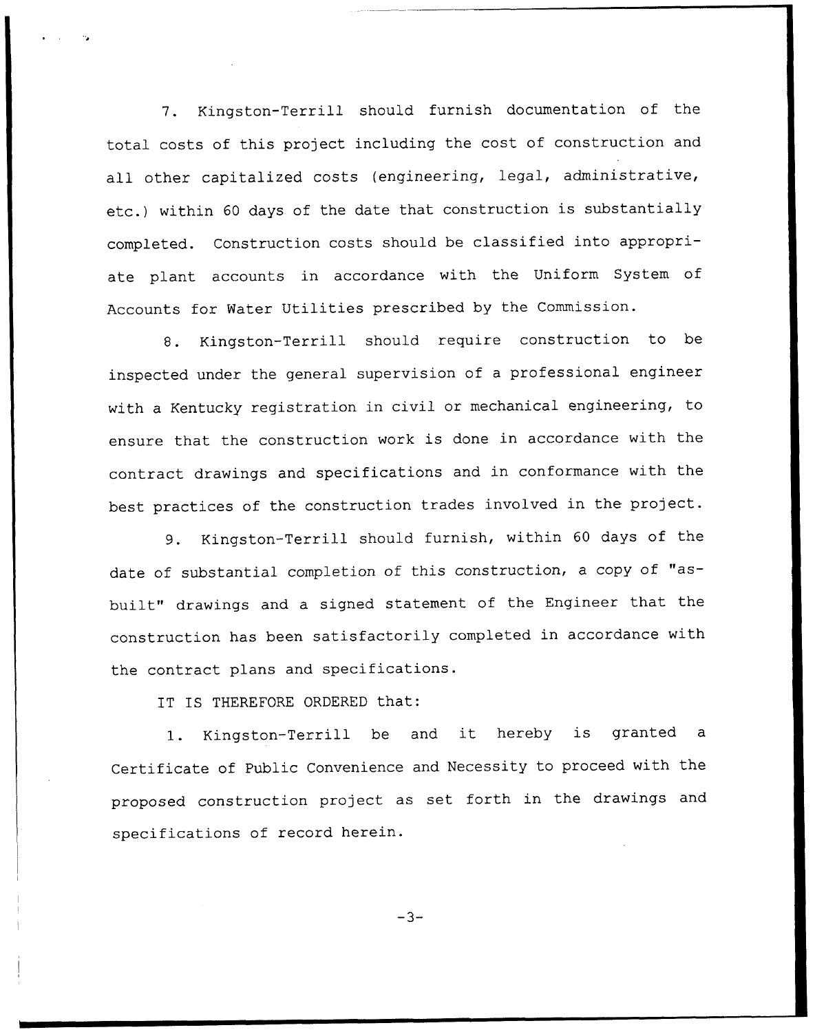7. Kingston-Terrill should furnish documentation of the total costs of this project including the cost of construction and all other capitalized costs (engineering, legal, administrative, etc.) within 60 days of the date that construction is substantially completed. Construction costs should be classified into appropriate plant accounts in accordance with the Uniform System of Accounts for Water Utilities prescribed by the Commission.

8. Kingston-Terrill should require construction to be inspected under the general supervision of a professional engineer with a Kentucky registration in civil or mechanical engineering, to ensure that the construction work is done in accordance with the contract drawings and specifications and in conformance with the best practices of the construction trades involved in the project.

9. Kingston-Terrill should furnish, within 60 days of the date of substantial completion of this construction, a copy of "as-built" drawings and a signed statement of the Engineer that the construction has been satisfactorily completed in accordance with the contract plans and specifications.

IT IS THEREFORE ORDERED that:

1. Kingston-Terrill be and it hereby is granted a Certificate of Public Convenience and Necessity to proceed with the proposed construction project as set forth in the drawings and specifications of record herein.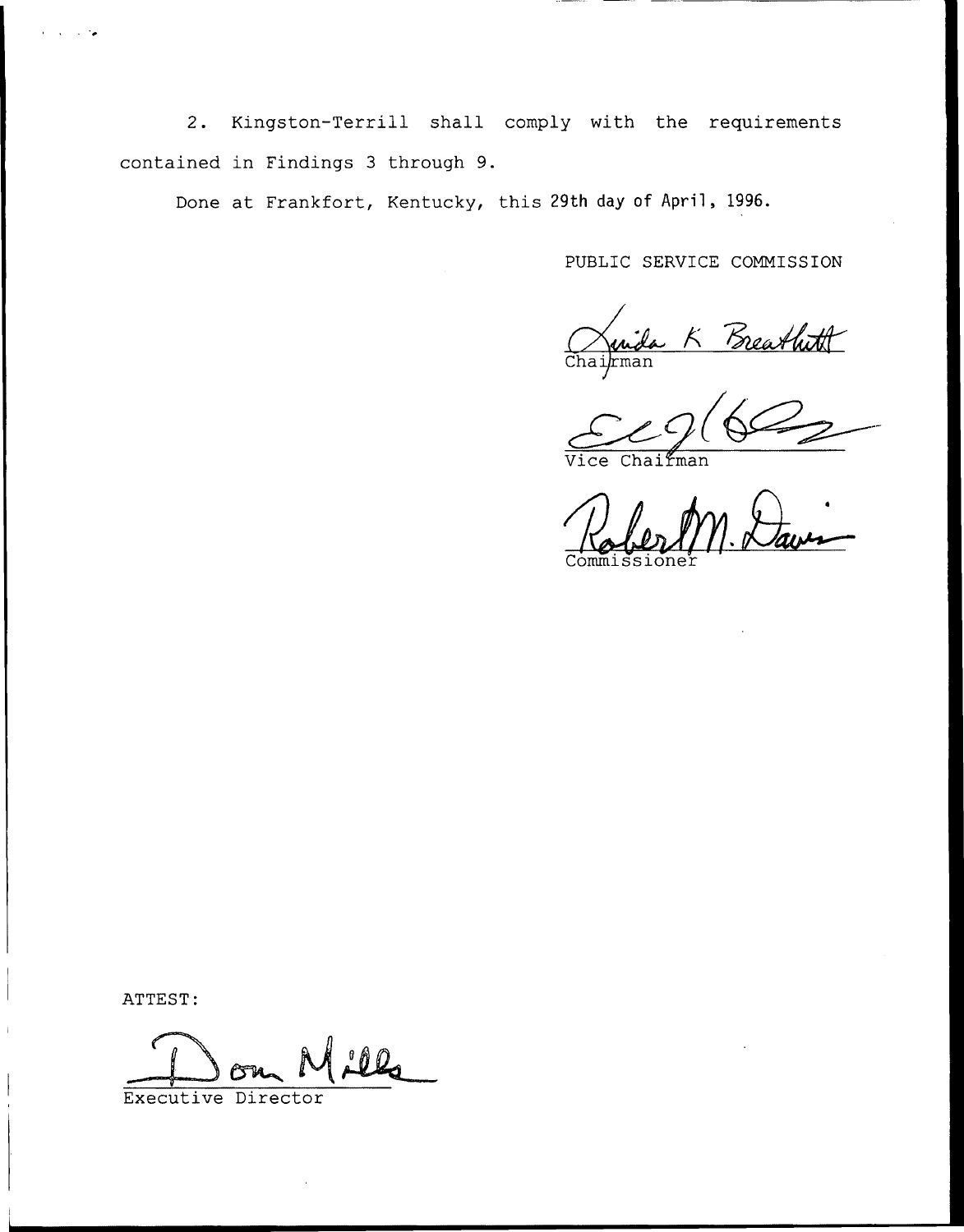2. Kingston-Terrill shall comply with the requirements contained in Findings 3 through 9.

Done at Frankfort, Kentucky, this 29th day of April, 1996.

PUBLIC SERVICE COMMISSION

Linda K. Breathitt
Chairman

Vice Chairman

Robert M. Davis
Commissioner

ATTEST:

Don Mills
Executive Director